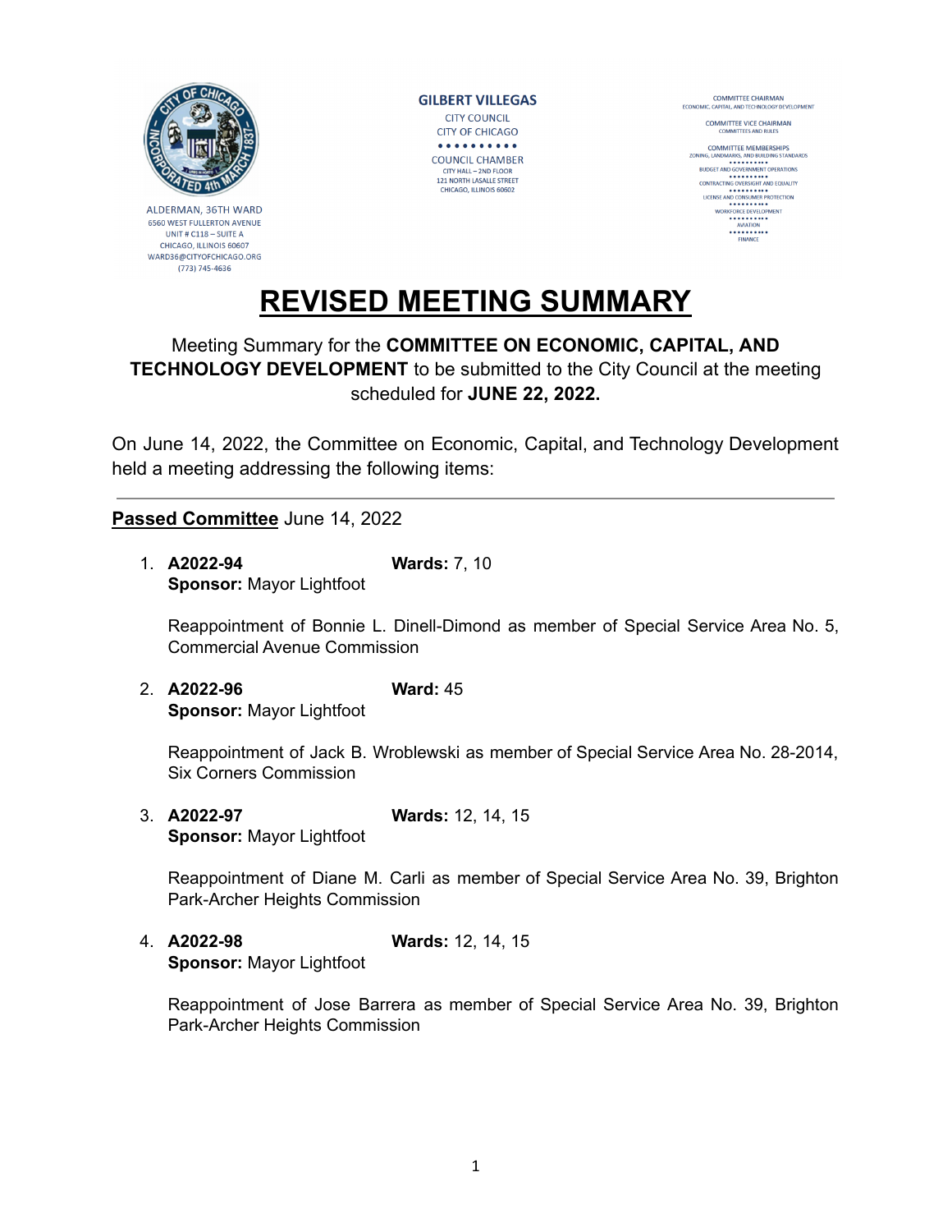ALDERMAN, 36TH WARD
6560 WEST FULLERTON AVENUE
UNIT # C118 – SUITE A
CHICAGO, ILLINOIS 60607
WARD36@CITYOFCHICAGO.ORG
(773) 745-4636

**GILBERT VILLEGAS**
CITY COUNCIL
CITY OF CHICAGO

COUNCIL CHAMBER
CITY HALL – 2ND FLOOR
121 NORTH LASALLE STREET
CHICAGO, ILLINOIS 60602

COMMITTEE CHAIRMAN
ECONOMIC, CAPITAL, AND TECHNOLOGY DEVELOPMENT

COMMITTEE VICE CHAIRMAN
COMMITTEES AND RULES

COMMITTEE MEMBERSHIPS
ZONING, LANDMARKS, AND BUILDING STANDARDS
BUDGET AND GOVERNMENT OPERATIONS
CONTRACTING OVERSIGHT AND EQUALITY
LICENSE AND CONSUMER PROTECTION
WORKFORCE DEVELOPMENT
AVIATION
FINANCE

# REVISED MEETING SUMMARY

Meeting Summary for the **COMMITTEE ON ECONOMIC, CAPITAL, AND TECHNOLOGY DEVELOPMENT** to be submitted to the City Council at the meeting scheduled for **JUNE 22, 2022.**

On June 14, 2022, the Committee on Economic, Capital, and Technology Development held a meeting addressing the following items:

---

**Passed Committee** June 14, 2022

1. **A2022-94** **Wards:** 7, 10
   **Sponsor:** Mayor Lightfoot

   Reappointment of Bonnie L. Dinell-Dimond as member of Special Service Area No. 5, Commercial Avenue Commission

2. **A2022-96** **Ward:** 45
   **Sponsor:** Mayor Lightfoot

   Reappointment of Jack B. Wroblewski as member of Special Service Area No. 28-2014, Six Corners Commission

3. **A2022-97** **Wards:** 12, 14, 15
   **Sponsor:** Mayor Lightfoot

   Reappointment of Diane M. Carli as member of Special Service Area No. 39, Brighton Park-Archer Heights Commission

4. **A2022-98** **Wards:** 12, 14, 15
   **Sponsor:** Mayor Lightfoot

   Reappointment of Jose Barrera as member of Special Service Area No. 39, Brighton Park-Archer Heights Commission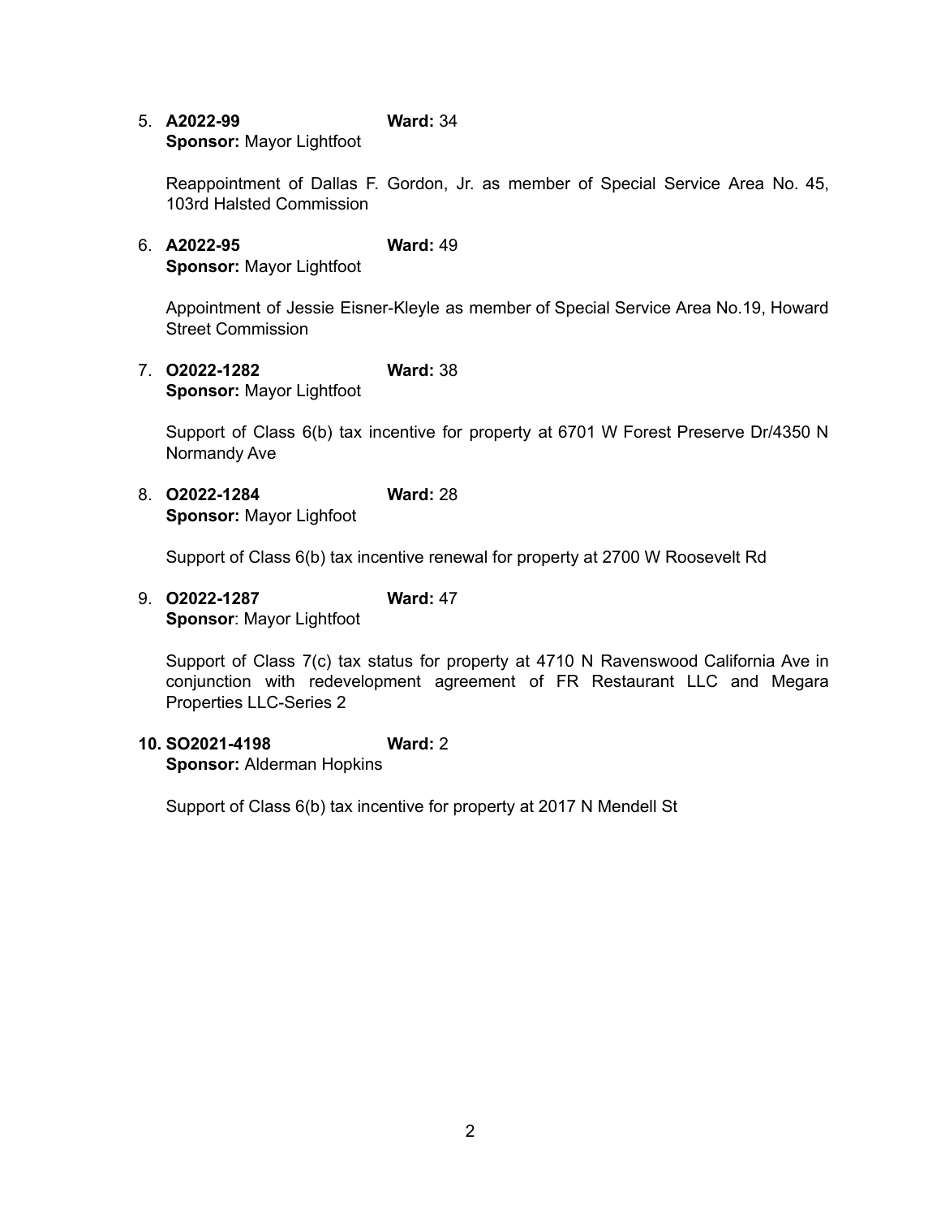5. **A2022-99** **Ward:** 34
   **Sponsor:** Mayor Lightfoot

   Reappointment of Dallas F. Gordon, Jr. as member of Special Service Area No. 45, 103rd Halsted Commission

6. **A2022-95** **Ward:** 49
   **Sponsor:** Mayor Lightfoot

   Appointment of Jessie Eisner-Kleyle as member of Special Service Area No.19, Howard Street Commission

7. **O2022-1282** **Ward:** 38
   **Sponsor:** Mayor Lightfoot

   Support of Class 6(b) tax incentive for property at 6701 W Forest Preserve Dr/4350 N Normandy Ave

8. **O2022-1284** **Ward:** 28
   **Sponsor:** Mayor Lighfoot

   Support of Class 6(b) tax incentive renewal for property at 2700 W Roosevelt Rd

9. **O2022-1287** **Ward:** 47
   **Sponsor**: Mayor Lightfoot

   Support of Class 7(c) tax status for property at 4710 N Ravenswood California Ave in conjunction with redevelopment agreement of FR Restaurant LLC and Megara Properties LLC-Series 2

10. **SO2021-4198** **Ward:** 2
    **Sponsor:** Alderman Hopkins

    Support of Class 6(b) tax incentive for property at 2017 N Mendell St